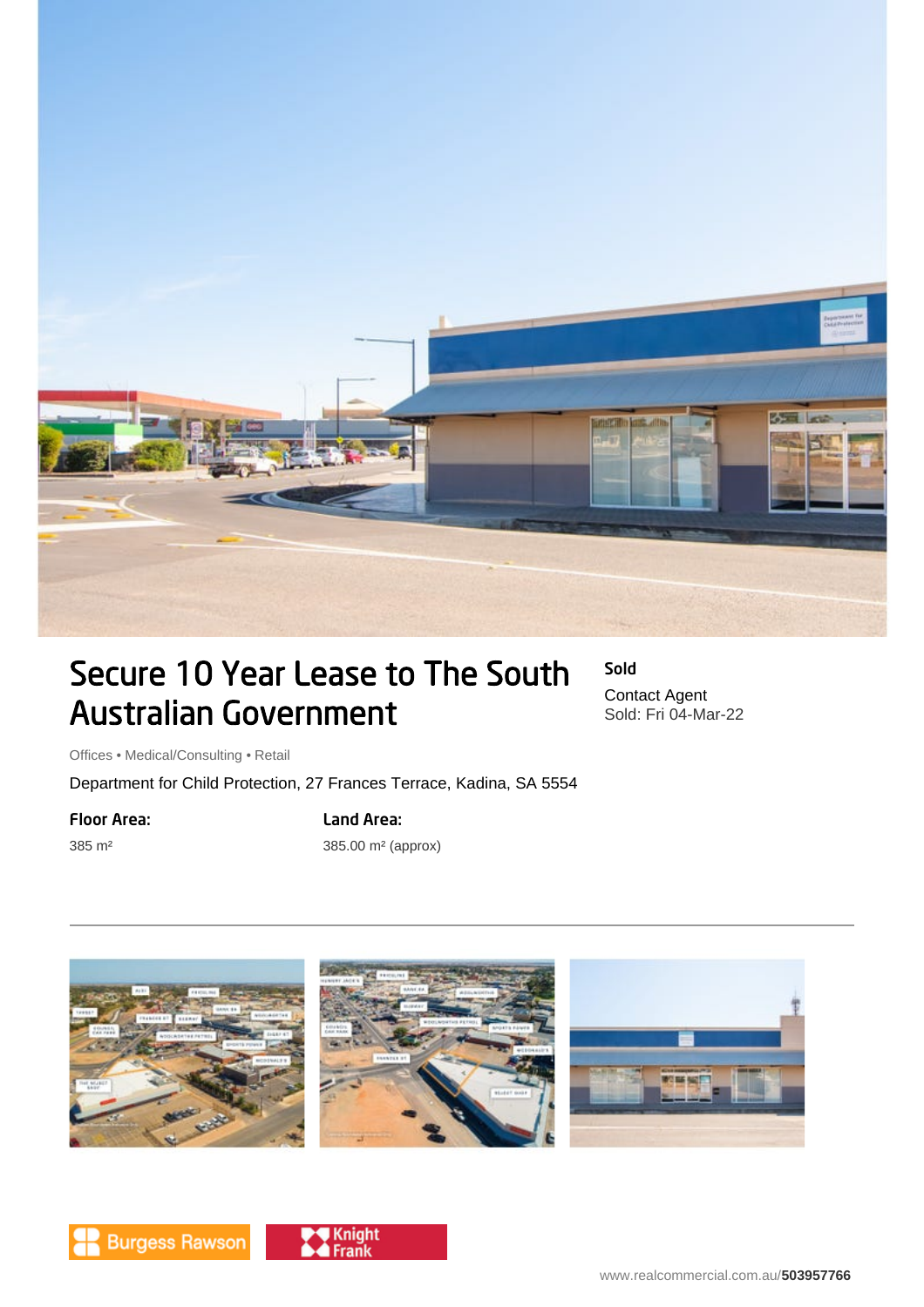# Secure 10 Year Lease to The South Australian Government

**Sold**

Contact Agent
Sold: Fri 04-Mar-22

Offices • Medical/Consulting • Retail

Department for Child Protection, 27 Frances Terrace, Kadina, SA 5554

**Floor Area:**

385 m²

**Land Area:**

385.00 m² (approx)

Burgess Rawson

Knight Frank

www.realcommercial.com.au/503957766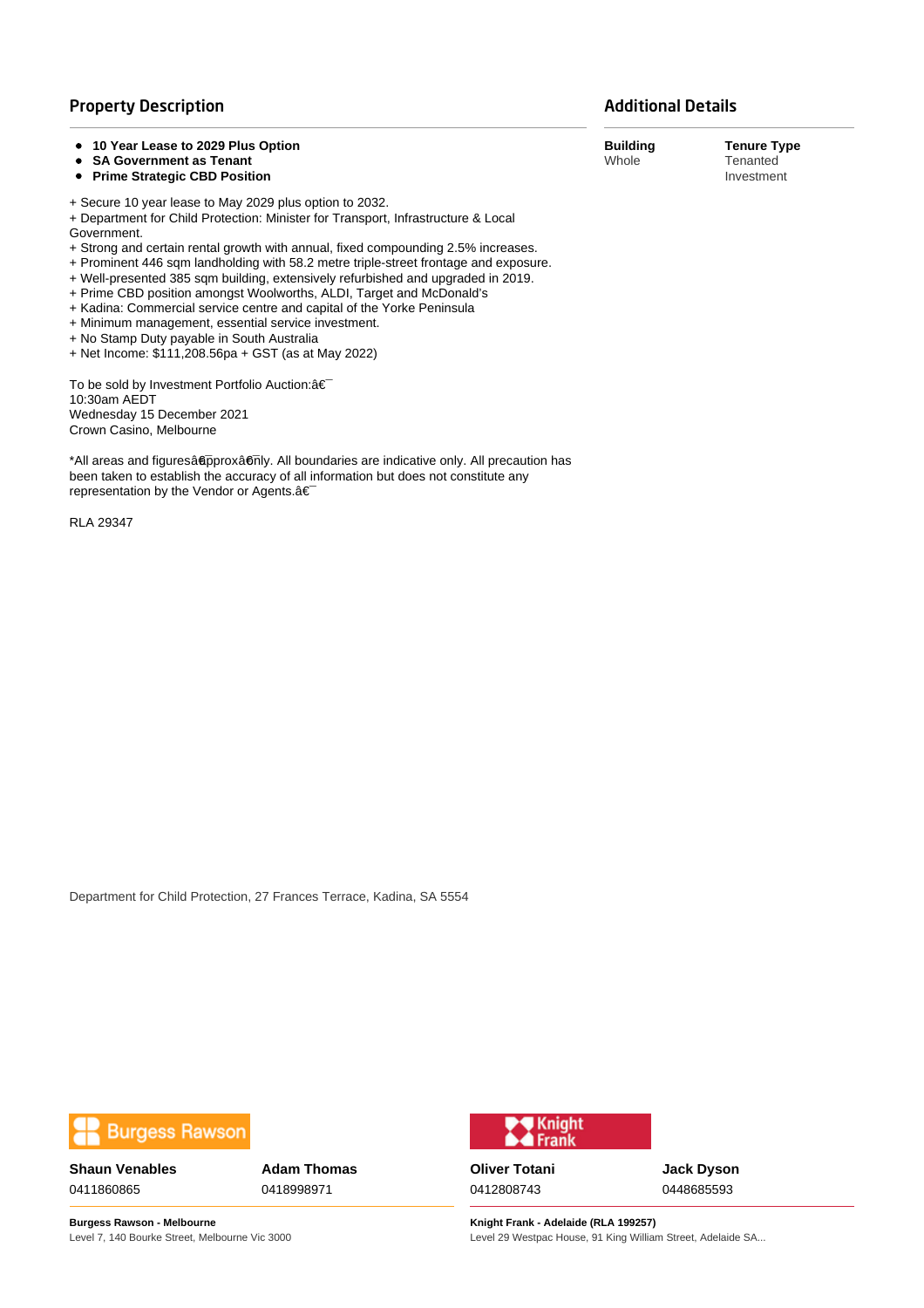## Property Description

- **10 Year Lease to 2029 Plus Option**
- **SA Government as Tenant**
- **Prime Strategic CBD Position**

+ Secure 10 year lease to May 2029 plus option to 2032.
+ Department for Child Protection: Minister for Transport, Infrastructure & Local Government.
+ Strong and certain rental growth with annual, fixed compounding 2.5% increases.
+ Prominent 446 sqm landholding with 58.2 metre triple-street frontage and exposure.
+ Well-presented 385 sqm building, extensively refurbished and upgraded in 2019.
+ Prime CBD position amongst Woolworths, ALDI, Target and McDonald's
+ Kadina: Commercial service centre and capital of the Yorke Peninsula
+ Minimum management, essential service investment.
+ No Stamp Duty payable in South Australia
+ Net Income: $111,208.56pa + GST (as at May 2022)

To be sold by Investment Portfolio Auction:â€¯
10:30am AEDT
Wednesday 15 December 2021
Crown Casino, Melbourne

*All areas and figuresâ€approxâ€only. All boundaries are indicative only. All precaution has been taken to establish the accuracy of all information but does not constitute any representation by the Vendor or Agents.â€¯

RLA 29347

## Additional Details

**Building**
Whole

**Tenure Type**
Tenanted Investment

Department for Child Protection, 27 Frances Terrace, Kadina, SA 5554

Burgess Rawson

**Shaun Venables**
0411860865

**Adam Thomas**
0418998971

**Burgess Rawson - Melbourne**
Level 7, 140 Bourke Street, Melbourne Vic 3000

Knight Frank

**Oliver Totani**
0412808743

**Jack Dyson**
0448685593

**Knight Frank - Adelaide (RLA 199257)**
Level 29 Westpac House, 91 King William Street, Adelaide SA...